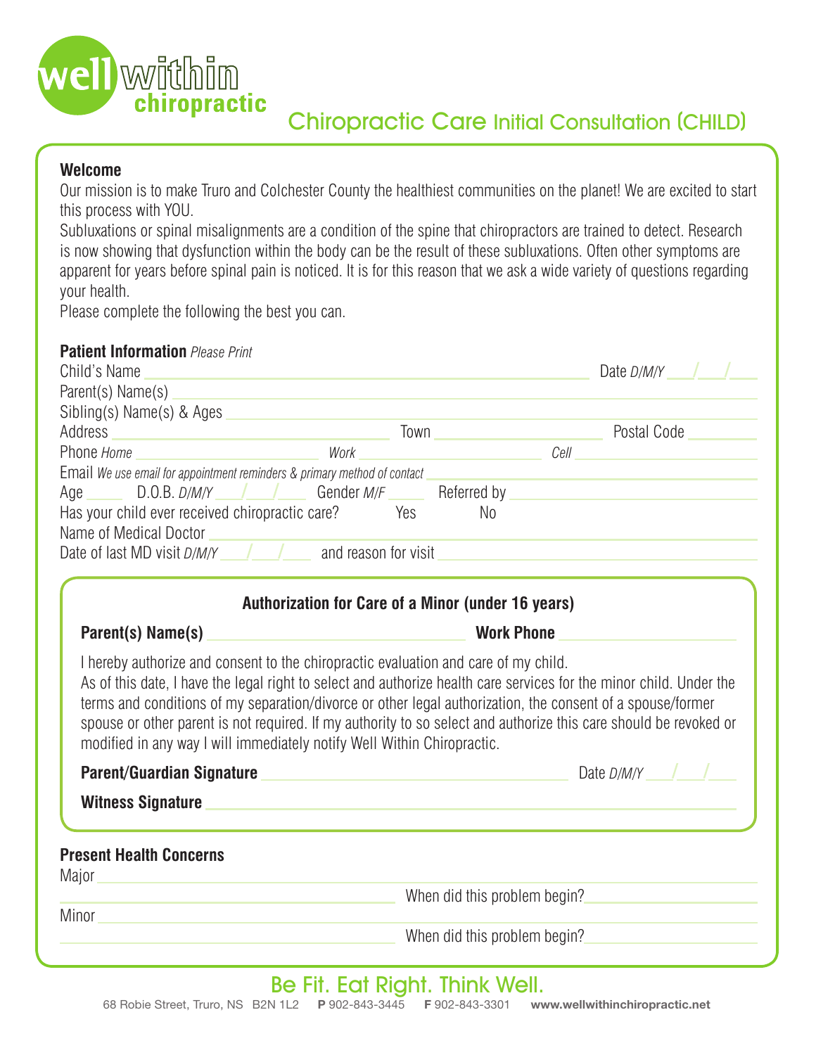well within chiropractic

# Chiropractic Care Initial Consultation (CHILD)

**Welcome**

Our mission is to make Truro and Colchester County the healthiest communities on the planet! We are excited to start this process with YOU.

Subluxations or spinal misalignments are a condition of the spine that chiropractors are trained to detect. Research is now showing that dysfunction within the body can be the result of these subluxations. Often other symptoms are apparent for years before spinal pain is noticed. It is for this reason that we ask a wide variety of questions regarding your health.

Please complete the following the best you can.

**Patient Information** *Please Print*

Child's Name ______________________________ Date *D/M/Y* ___/___/___

Parent(s) Name(s) ______________________________

Sibling(s) Name(s) & Ages ______________________________

Address ______________________ Town ______________________ Postal Code __________

Phone *Home* ______________ *Work* ______________ *Cell* ______________

Email *We use email for appointment reminders & primary method of contact* ______________________________

Age _____ D.O.B. *D/M/Y* ___/___/___ Gender *M/F* _____ Referred by ______________________

Has your child ever received chiropractic care? Yes No

Name of Medical Doctor ______________________________

Date of last MD visit *D/M/Y* ___/___/___ and reason for visit ______________________________

**Authorization for Care of a Minor (under 16 years)**

**Parent(s) Name(s)** ______________________ **Work Phone** ______________________

I hereby authorize and consent to the chiropractic evaluation and care of my child.

As of this date, I have the legal right to select and authorize health care services for the minor child. Under the terms and conditions of my separation/divorce or other legal authorization, the consent of a spouse/former spouse or other parent is not required. If my authority to so select and authorize this care should be revoked or modified in any way I will immediately notify Well Within Chiropractic.

**Parent/Guardian Signature** ______________________________ Date *D/M/Y* ___/___/___

**Witness Signature** ______________________________

**Present Health Concerns**

Major ______________________________

______________________________ When did this problem begin? ______________________

Minor ______________________________

______________________________ When did this problem begin? ______________________

Be Fit. Eat Right. Think Well.

68 Robie Street, Truro, NS B2N 1L2 **P** 902-843-3445 **F** 902-843-3301 **www.wellwithinchiropractic.net**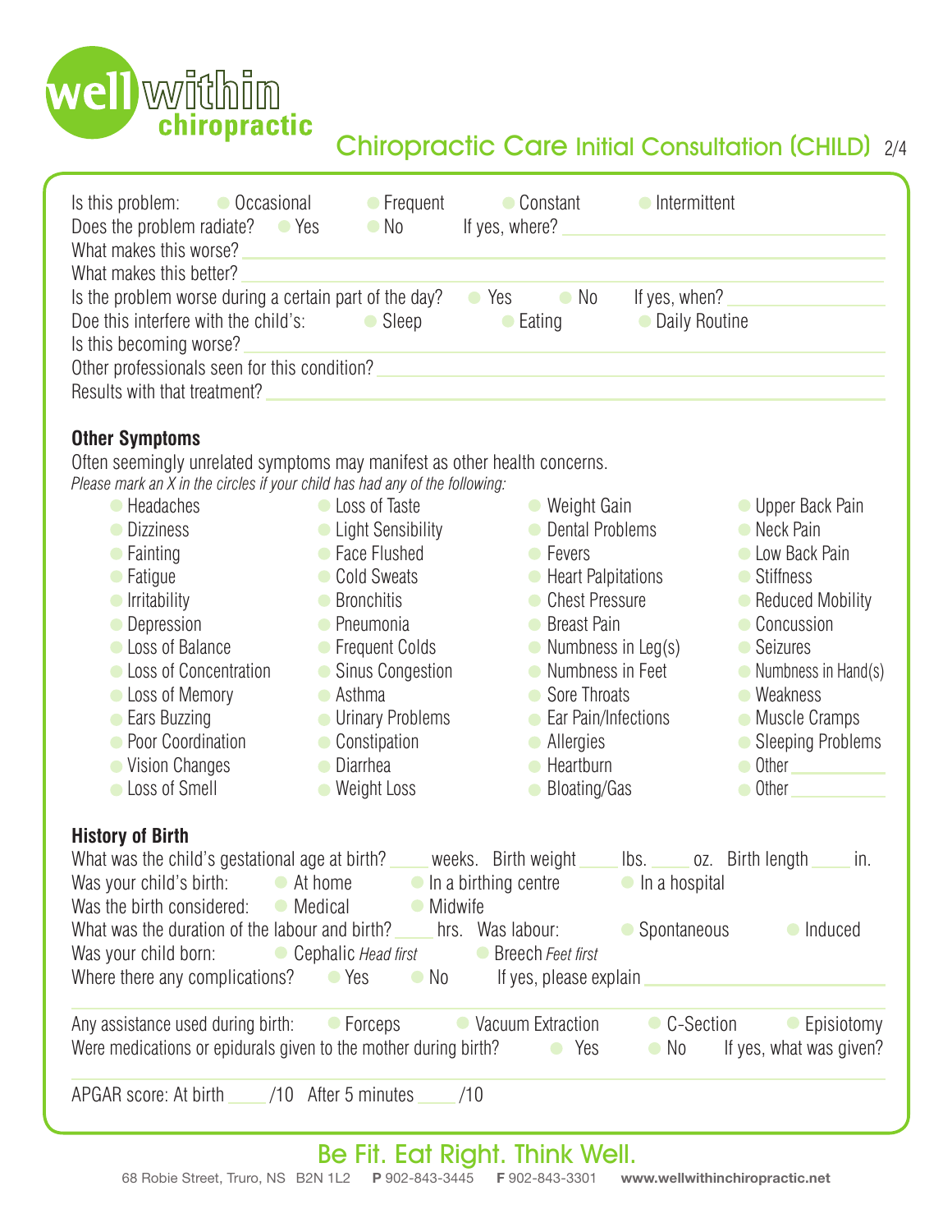# Chiropractic Care Initial Consultation (CHILD)

Is this problem: ○ Occasional ○ Frequent ○ Constant ○ Intermittent

Does the problem radiate? ○ Yes ○ No If yes, where? ____________________

What makes this worse? ____________________

What makes this better? ____________________

Is the problem worse during a certain part of the day? ○ Yes ○ No If yes, when? ____________________

Doe this interfere with the child's: ○ Sleep ○ Eating ○ Daily Routine

Is this becoming worse? ____________________

Other professionals seen for this condition? ____________________

Results with that treatment? ____________________

### Other Symptoms

Often seemingly unrelated symptoms may manifest as other health concerns.

*Please mark an X in the circles if your child has had any of the following:*

| | | | |
|---|---|---|---|
| ○ Headaches | ○ Loss of Taste | ○ Weight Gain | ○ Upper Back Pain |
| ○ Dizziness | ○ Light Sensibility | ○ Dental Problems | ○ Neck Pain |
| ○ Fainting | ○ Face Flushed | ○ Fevers | ○ Low Back Pain |
| ○ Fatigue | ○ Cold Sweats | ○ Heart Palpitations | ○ Stiffness |
| ○ Irritability | ○ Bronchitis | ○ Chest Pressure | ○ Reduced Mobility |
| ○ Depression | ○ Pneumonia | ○ Breast Pain | ○ Concussion |
| ○ Loss of Balance | ○ Frequent Colds | ○ Numbness in Leg(s) | ○ Seizures |
| ○ Loss of Concentration | ○ Sinus Congestion | ○ Numbness in Feet | ○ Numbness in Hand(s) |
| ○ Loss of Memory | ○ Asthma | ○ Sore Throats | ○ Weakness |
| ○ Ears Buzzing | ○ Urinary Problems | ○ Ear Pain/Infections | ○ Muscle Cramps |
| ○ Poor Coordination | ○ Constipation | ○ Allergies | ○ Sleeping Problems |
| ○ Vision Changes | ○ Diarrhea | ○ Heartburn | ○ Other ________ |
| ○ Loss of Smell | ○ Weight Loss | ○ Bloating/Gas | ○ Other ________ |

### History of Birth

What was the child's gestational age at birth? ____ weeks. Birth weight ____ lbs. ____ oz. Birth length ____ in.

Was your child's birth: ○ At home ○ In a birthing centre ○ In a hospital

Was the birth considered: ○ Medical ○ Midwife

What was the duration of the labour and birth? ____ hrs. Was labour: ○ Spontaneous ○ Induced

Was your child born: ○ Cephalic *Head first* ○ Breech *Feet first*

Where there any complications? ○ Yes ○ No If yes, please explain ____________________

Any assistance used during birth: ○ Forceps ○ Vacuum Extraction ○ C-Section ○ Episiotomy

Were medications or epidurals given to the mother during birth? ○ Yes ○ No If yes, what was given?

APGAR score: At birth ____ /10 After 5 minutes ____ /10

Be Fit. Eat Right. Think Well.

68 Robie Street, Truro, NS B2N 1L2 **P** 902-843-3445 **F** 902-843-3301 **www.wellwithinchiropractic.net**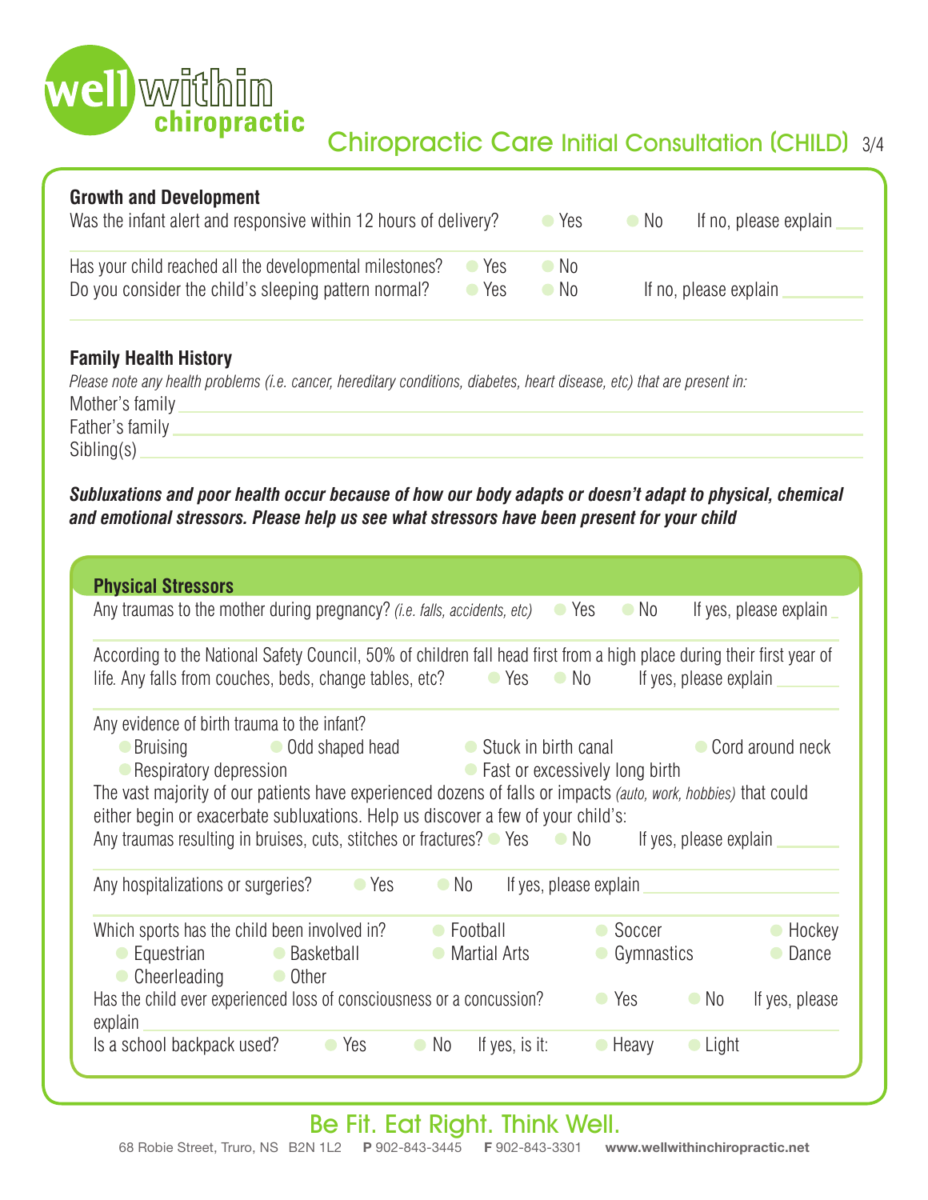# Chiropractic Care Initial Consultation (CHILD)

## Growth and Development

Was the infant alert and responsive within 12 hours of delivery? ○ Yes ○ No If no, please explain ___

Has your child reached all the developmental milestones? ○ Yes ○ No

Do you consider the child's sleeping pattern normal? ○ Yes ○ No If no, please explain ___

## Family Health History

*Please note any health problems (i.e. cancer, hereditary conditions, diabetes, heart disease, etc) that are present in:*

Mother's family ___

Father's family ___

Sibling(s) ___

***Subluxations and poor health occur because of how our body adapts or doesn't adapt to physical, chemical and emotional stressors. Please help us see what stressors have been present for your child***

## Physical Stressors

Any traumas to the mother during pregnancy? *(i.e. falls, accidents, etc)* ○ Yes ○ No If yes, please explain ___

According to the National Safety Council, 50% of children fall head first from a high place during their first year of life. Any falls from couches, beds, change tables, etc? ○ Yes ○ No If yes, please explain ___

Any evidence of birth trauma to the infant?

- ○ Bruising
- ○ Odd shaped head
- ○ Stuck in birth canal
- ○ Cord around neck
- ○ Respiratory depression
- ○ Fast or excessively long birth

The vast majority of our patients have experienced dozens of falls or impacts *(auto, work, hobbies)* that could either begin or exacerbate subluxations. Help us discover a few of your child's:

Any traumas resulting in bruises, cuts, stitches or fractures? ○ Yes ○ No If yes, please explain ___

Any hospitalizations or surgeries? ○ Yes ○ No If yes, please explain ___

Which sports has the child been involved in?

- ○ Football
- ○ Soccer
- ○ Hockey
- ○ Equestrian
- ○ Basketball
- ○ Martial Arts
- ○ Gymnastics
- ○ Dance
- ○ Cheerleading
- ○ Other

Has the child ever experienced loss of consciousness or a concussion? ○ Yes ○ No If yes, please explain ___

Is a school backpack used? ○ Yes ○ No If yes, is it: ○ Heavy ○ Light

Be Fit. Eat Right. Think Well.

68 Robie Street, Truro, NS B2N 1L2 **P** 902-843-3445 **F** 902-843-3301 **www.wellwithinchiropractic.net**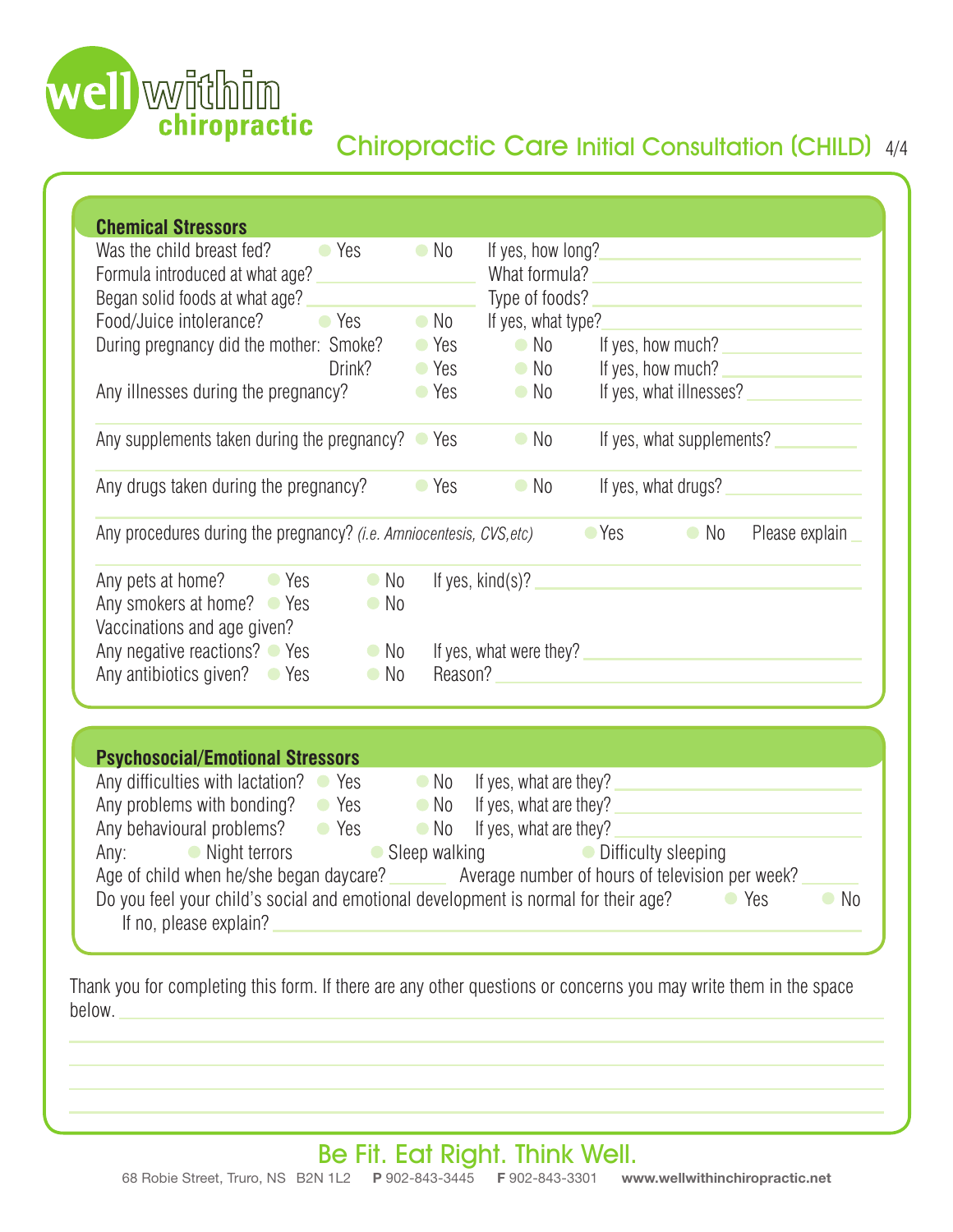# Chiropractic Care Initial Consultation (CHILD)

## Chemical Stressors

Was the child breast fed? ○ Yes ○ No If yes, how long? ______________

Formula introduced at what age? ______________ What formula? ______________

Began solid foods at what age? ______________ Type of foods? ______________

Food/Juice intolerance? ○ Yes ○ No If yes, what type? ______________

During pregnancy did the mother: Smoke? ○ Yes ○ No If yes, how much? ______________

Drink? ○ Yes ○ No If yes, how much? ______________

Any illnesses during the pregnancy? ○ Yes ○ No If yes, what illnesses? ______________

Any supplements taken during the pregnancy? ○ Yes ○ No If yes, what supplements? ______________

Any drugs taken during the pregnancy? ○ Yes ○ No If yes, what drugs? ______________

Any procedures during the pregnancy? *(i.e. Amniocentesis, CVS,etc)* ○ Yes ○ No Please explain ______________

Any pets at home? ○ Yes ○ No If yes, kind(s)? ______________

Any smokers at home? ○ Yes ○ No

Vaccinations and age given?

Any negative reactions? ○ Yes ○ No If yes, what were they? ______________

Any antibiotics given? ○ Yes ○ No Reason? ______________

## Psychosocial/Emotional Stressors

Any difficulties with lactation? ○ Yes ○ No If yes, what are they? ______________

Any problems with bonding? ○ Yes ○ No If yes, what are they? ______________

Any behavioural problems? ○ Yes ○ No If yes, what are they? ______________

Any: ○ Night terrors ○ Sleep walking ○ Difficulty sleeping

Age of child when he/she began daycare? ______ Average number of hours of television per week? ______

Do you feel your child's social and emotional development is normal for their age? ○ Yes ○ No

If no, please explain? ______________

Thank you for completing this form. If there are any other questions or concerns you may write them in the space below. ______________

______________

______________

______________

______________

Be Fit. Eat Right. Think Well.

68 Robie Street, Truro, NS B2N 1L2 **P** 902-843-3445 **F** 902-843-3301 **www.wellwithinchiropractic.net**